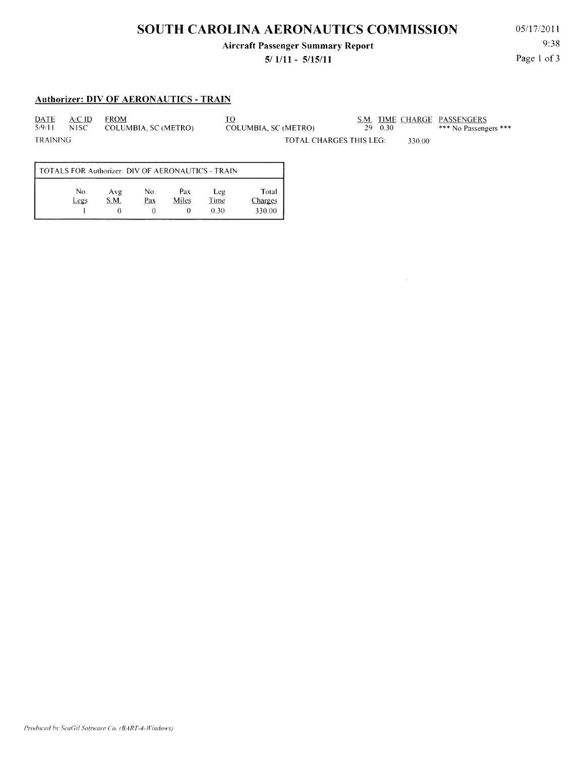# SOUTH CAROLINA AERONAUTICS COMMISSION

**Aircraft Passenger Summary Report**

**5/ 1/11 - 5/15/11**

05/17/2011

9:38

## Authorizer: DIV OF AERONAUTICS - TRAIN

| DATE | A/C ID | FROM | TO | S.M. | TIME | CHARGE | PASSENGERS |
|---|---|---|---|---|---|---|---|
| 5/9/11 | N1SC | COLUMBIA, SC (METRO) | COLUMBIA, SC (METRO) | 29 | 0.30 | | *** No Passengers *** |
| TRAINING | | | TOTAL CHARGES THIS LEG: | | | 330.00 | |

| TOTALS FOR Authorizer: DIV OF AERONAUTICS - TRAIN | | | | | |
|---|---|---|---|---|---|
| No. Legs | Avg S.M. | No. Pax | Pax Miles | Leg Time | Total Charges |
| 1 | 0 | 0 | 0 | 0.30 | 330.00 |

*Produced by SeaGil Software Co. (BART-4-Windows)*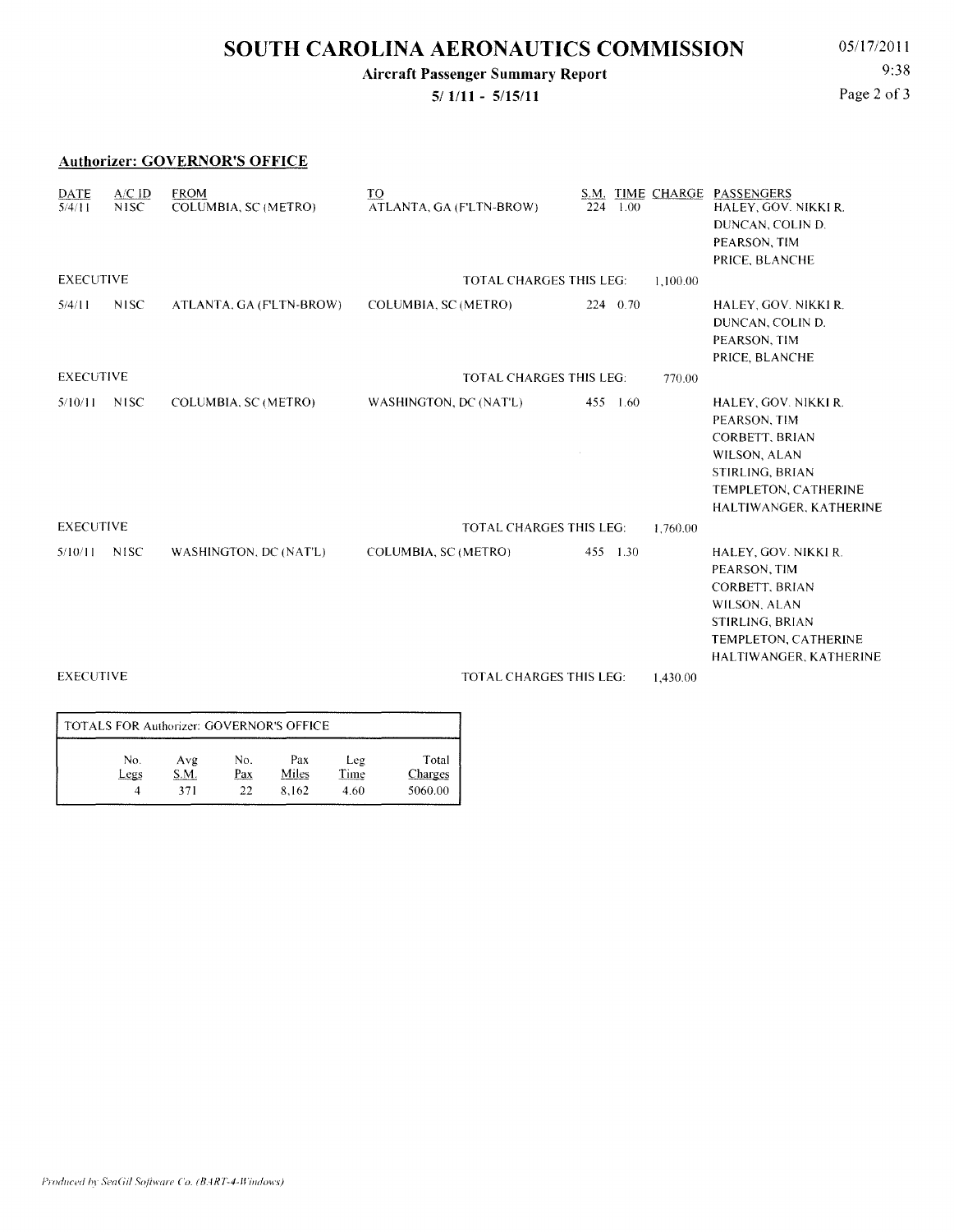# SOUTH CAROLINA AERONAUTICS COMMISSION

**Aircraft Passenger Summary Report**

**5/ 1/11 - 5/15/11**

05/17/2011
9:38

## Authorizer: GOVERNOR'S OFFICE

| DATE | A/C ID | FROM | TO | S.M. | TIME | CHARGE | PASSENGERS |
|---|---|---|---|---|---|---|---|
| 5/4/11 | N1SC | COLUMBIA, SC (METRO) | ATLANTA, GA (F'LTN-BROW) | 224 | 1.00 | | HALEY, GOV. NIKKI R.<br>DUNCAN, COLIN D.<br>PEARSON, TIM<br>PRICE, BLANCHE |
| EXECUTIVE | | | TOTAL CHARGES THIS LEG: | | | 1,100.00 | |
| 5/4/11 | N1SC | ATLANTA, GA (F'LTN-BROW) | COLUMBIA, SC (METRO) | 224 | 0.70 | | HALEY, GOV. NIKKI R.<br>DUNCAN, COLIN D.<br>PEARSON, TIM<br>PRICE, BLANCHE |
| EXECUTIVE | | | TOTAL CHARGES THIS LEG: | | | 770.00 | |
| 5/10/11 | N1SC | COLUMBIA, SC (METRO) | WASHINGTON, DC (NAT'L) | 455 | 1.60 | | HALEY, GOV. NIKKI R.<br>PEARSON, TIM<br>CORBETT, BRIAN<br>WILSON, ALAN<br>STIRLING, BRIAN<br>TEMPLETON, CATHERINE<br>HALTIWANGER, KATHERINE |
| EXECUTIVE | | | TOTAL CHARGES THIS LEG: | | | 1,760.00 | |
| 5/10/11 | N1SC | WASHINGTON, DC (NAT'L) | COLUMBIA, SC (METRO) | 455 | 1.30 | | HALEY, GOV. NIKKI R.<br>PEARSON, TIM<br>CORBETT, BRIAN<br>WILSON, ALAN<br>STIRLING, BRIAN<br>TEMPLETON, CATHERINE<br>HALTIWANGER, KATHERINE |
| EXECUTIVE | | | TOTAL CHARGES THIS LEG: | | | 1,430.00 | |

**TOTALS FOR Authorizer: GOVERNOR'S OFFICE**

| No. Legs | Avg S.M. | No. Pax | Pax Miles | Leg Time | Total Charges |
|---|---|---|---|---|---|
| 4 | 371 | 22 | 8,162 | 4.60 | 5060.00 |

*Produced by SeaGil Software Co. (BART-4-Windows)*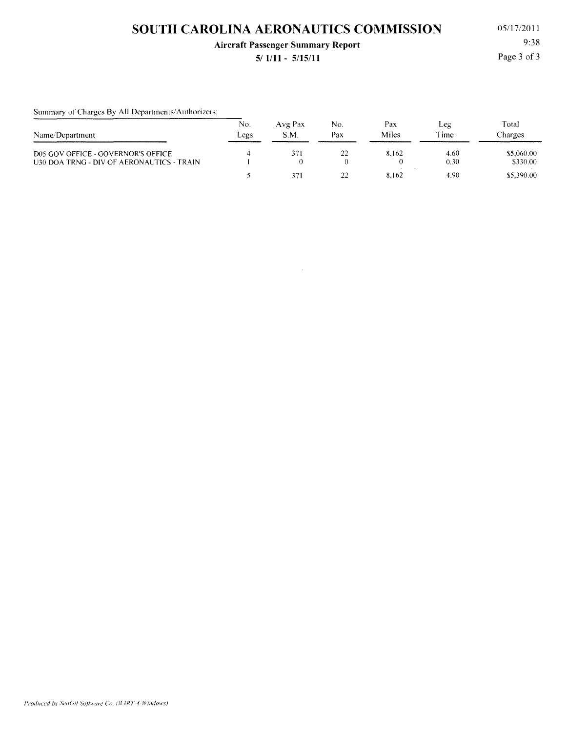# SOUTH CAROLINA AERONAUTICS COMMISSION

**Aircraft Passenger Summary Report**

**5/ 1/11 - 5/15/11**

05/17/2011
9:38

Summary of Charges By All Departments/Authorizers:

| Name/Department | No. Legs | Avg Pax S.M. | No. Pax | Pax Miles | Leg Time | Total Charges |
|---|---|---|---|---|---|---|
| D05 GOV OFFICE - GOVERNOR'S OFFICE | 4 | 371 | 22 | 8,162 | 4.60 | $5,060.00 |
| U30 DOA TRNG - DIV OF AERONAUTICS - TRAIN | 1 | 0 | 0 | 0 | 0.30 | $330.00 |
| | 5 | 371 | 22 | 8,162 | 4.90 | $5,390.00 |

*Produced by SeaGil Software Co. (BART-4-Windows)*